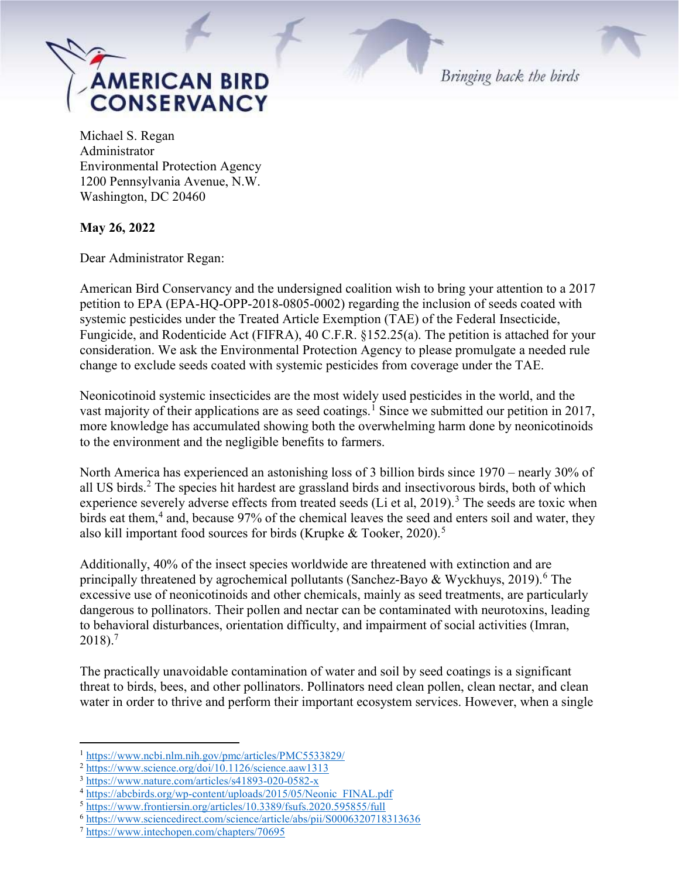AMERICAN BIRD CONSERVANCY

*Bringing back the birds*

Michael S. Regan
Administrator
Environmental Protection Agency
1200 Pennsylvania Avenue, N.W.
Washington, DC 20460

**May 26, 2022**

Dear Administrator Regan:

American Bird Conservancy and the undersigned coalition wish to bring your attention to a 2017 petition to EPA (EPA-HQ-OPP-2018-0805-0002) regarding the inclusion of seeds coated with systemic pesticides under the Treated Article Exemption (TAE) of the Federal Insecticide, Fungicide, and Rodenticide Act (FIFRA), 40 C.F.R. §152.25(a). The petition is attached for your consideration. We ask the Environmental Protection Agency to please promulgate a needed rule change to exclude seeds coated with systemic pesticides from coverage under the TAE.

Neonicotinoid systemic insecticides are the most widely used pesticides in the world, and the vast majority of their applications are as seed coatings.[1] Since we submitted our petition in 2017, more knowledge has accumulated showing both the overwhelming harm done by neonicotinoids to the environment and the negligible benefits to farmers.

North America has experienced an astonishing loss of 3 billion birds since 1970 – nearly 30% of all US birds.[2] The species hit hardest are grassland birds and insectivorous birds, both of which experience severely adverse effects from treated seeds (Li et al, 2019).[3] The seeds are toxic when birds eat them,[4] and, because 97% of the chemical leaves the seed and enters soil and water, they also kill important food sources for birds (Krupke & Tooker, 2020).[5]

Additionally, 40% of the insect species worldwide are threatened with extinction and are principally threatened by agrochemical pollutants (Sanchez-Bayo & Wyckhuys, 2019).[6] The excessive use of neonicotinoids and other chemicals, mainly as seed treatments, are particularly dangerous to pollinators. Their pollen and nectar can be contaminated with neurotoxins, leading to behavioral disturbances, orientation difficulty, and impairment of social activities (Imran, 2018).[7]

The practically unavoidable contamination of water and soil by seed coatings is a significant threat to birds, bees, and other pollinators. Pollinators need clean pollen, clean nectar, and clean water in order to thrive and perform their important ecosystem services. However, when a single

---

[1] https://www.ncbi.nlm.nih.gov/pmc/articles/PMC5533829/
[2] https://www.science.org/doi/10.1126/science.aaw1313
[3] https://www.nature.com/articles/s41893-020-0582-x
[4] https://abcbirds.org/wp-content/uploads/2015/05/Neonic_FINAL.pdf
[5] https://www.frontiersin.org/articles/10.3389/fsufs.2020.595855/full
[6] https://www.sciencedirect.com/science/article/abs/pii/S0006320718313636
[7] https://www.intechopen.com/chapters/70695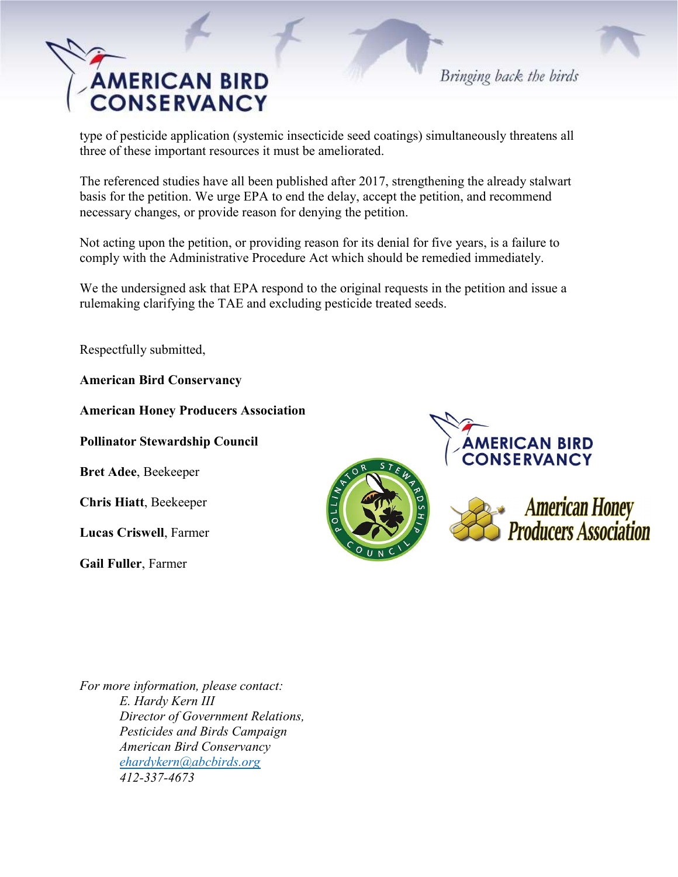type of pesticide application (systemic insecticide seed coatings) simultaneously threatens all three of these important resources it must be ameliorated.

The referenced studies have all been published after 2017, strengthening the already stalwart basis for the petition. We urge EPA to end the delay, accept the petition, and recommend necessary changes, or provide reason for denying the petition.

Not acting upon the petition, or providing reason for its denial for five years, is a failure to comply with the Administrative Procedure Act which should be remedied immediately.

We the undersigned ask that EPA respond to the original requests in the petition and issue a rulemaking clarifying the TAE and excluding pesticide treated seeds.

Respectfully submitted,

**American Bird Conservancy**

**American Honey Producers Association**

**Pollinator Stewardship Council**

**Bret Adee**, Beekeeper

**Chris Hiatt**, Beekeeper

**Lucas Criswell**, Farmer

**Gail Fuller**, Farmer

*For more information, please contact:*
*E. Hardy Kern III*
*Director of Government Relations,*
*Pesticides and Birds Campaign*
*American Bird Conservancy*
*ehardykern@abcbirds.org*
*412-337-4673*